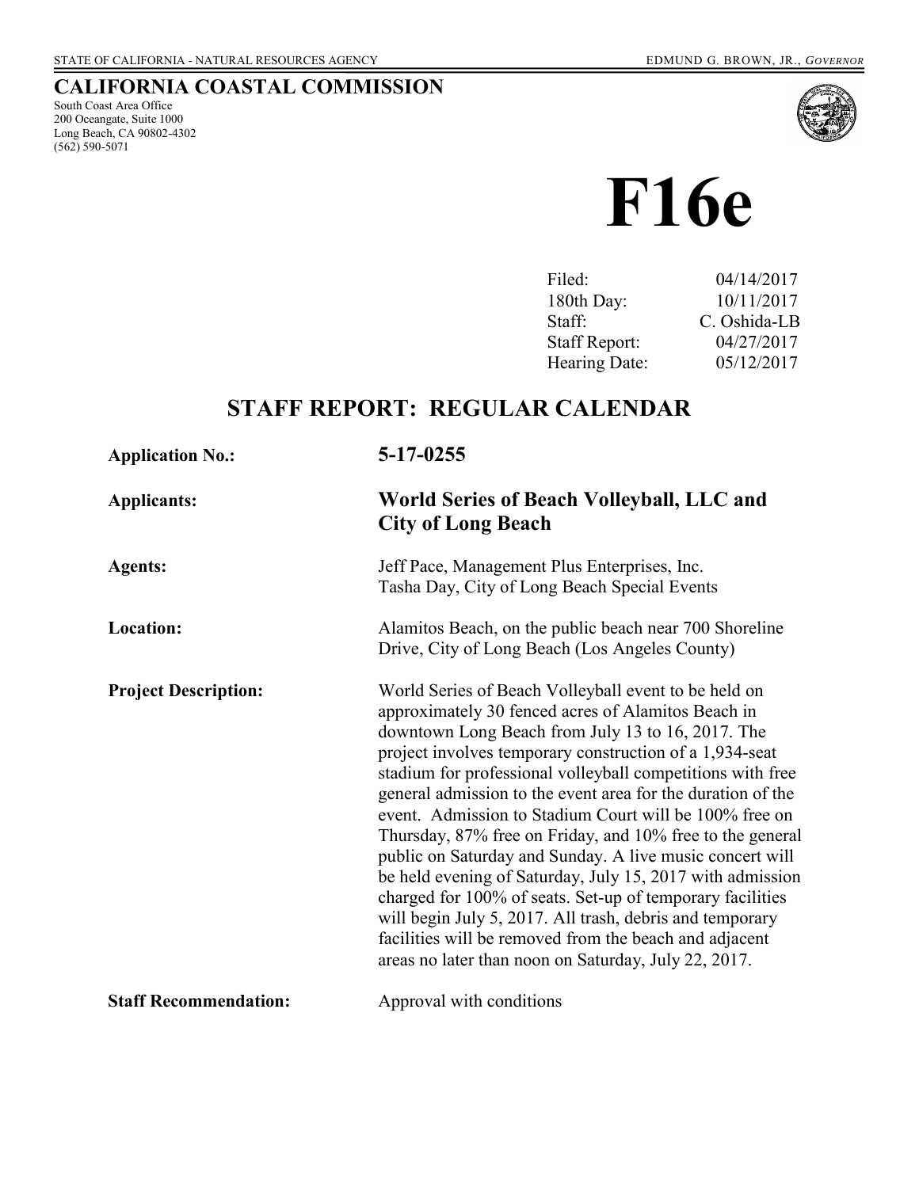STATE OF CALIFORNIA - NATURAL RESOURCES AGENCY

EDMUND G. BROWN, JR., *GOVERNOR*

## CALIFORNIA COASTAL COMMISSION

South Coast Area Office
200 Oceangate, Suite 1000
Long Beach, CA 90802-4302
(562) 590-5071

# F16e

| | |
|---|---|
| Filed: | 04/14/2017 |
| 180th Day: | 10/11/2017 |
| Staff: | C. Oshida-LB |
| Staff Report: | 04/27/2017 |
| Hearing Date: | 05/12/2017 |

## STAFF REPORT: REGULAR CALENDAR

**Application No.:** **5-17-0255**

**Applicants:** **World Series of Beach Volleyball, LLC and City of Long Beach**

**Agents:** Jeff Pace, Management Plus Enterprises, Inc.
Tasha Day, City of Long Beach Special Events

**Location:** Alamitos Beach, on the public beach near 700 Shoreline Drive, City of Long Beach (Los Angeles County)

**Project Description:** World Series of Beach Volleyball event to be held on approximately 30 fenced acres of Alamitos Beach in downtown Long Beach from July 13 to 16, 2017. The project involves temporary construction of a 1,934-seat stadium for professional volleyball competitions with free general admission to the event area for the duration of the event. Admission to Stadium Court will be 100% free on Thursday, 87% free on Friday, and 10% free to the general public on Saturday and Sunday. A live music concert will be held evening of Saturday, July 15, 2017 with admission charged for 100% of seats. Set-up of temporary facilities will begin July 5, 2017. All trash, debris and temporary facilities will be removed from the beach and adjacent areas no later than noon on Saturday, July 22, 2017.

**Staff Recommendation:** Approval with conditions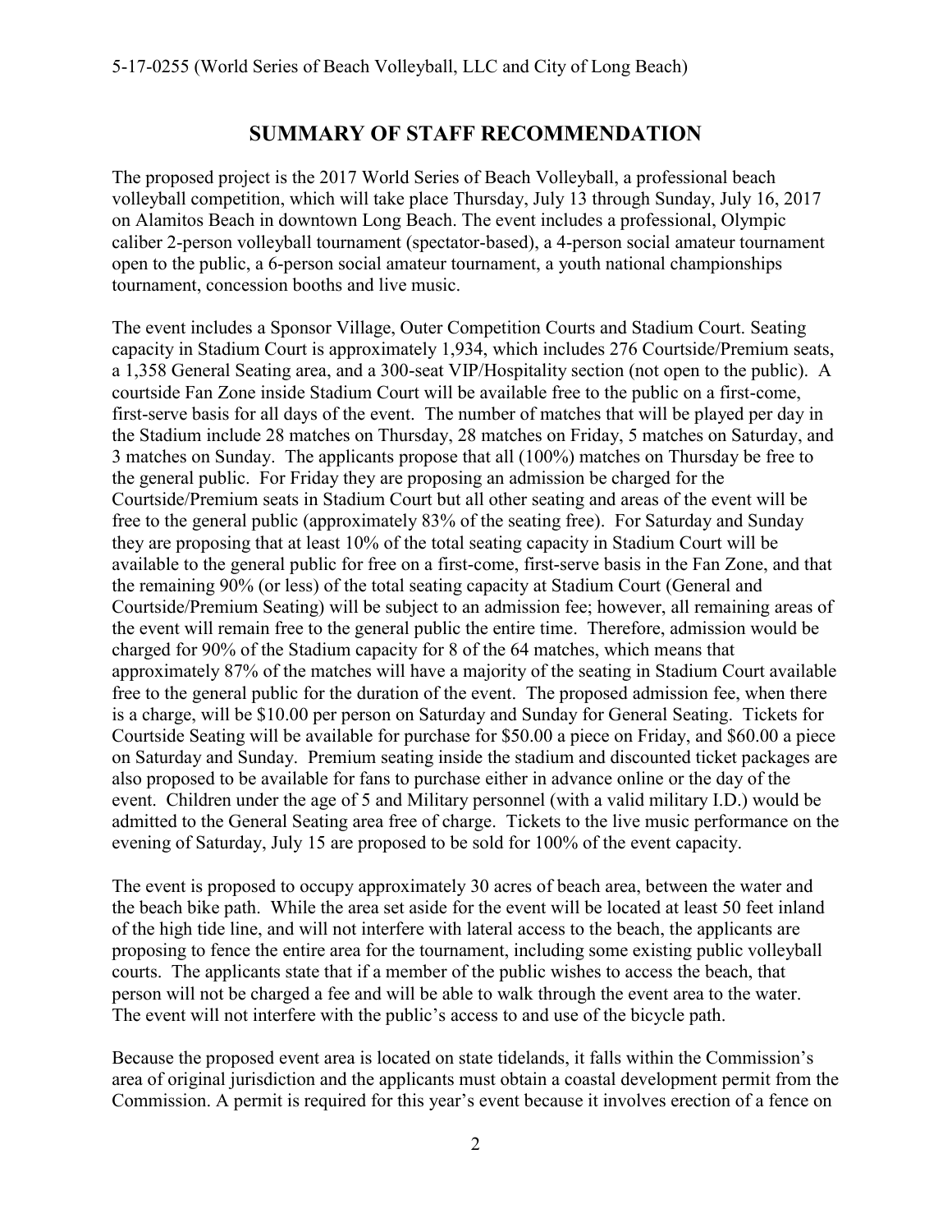## SUMMARY OF STAFF RECOMMENDATION

The proposed project is the 2017 World Series of Beach Volleyball, a professional beach volleyball competition, which will take place Thursday, July 13 through Sunday, July 16, 2017 on Alamitos Beach in downtown Long Beach. The event includes a professional, Olympic caliber 2-person volleyball tournament (spectator-based), a 4-person social amateur tournament open to the public, a 6-person social amateur tournament, a youth national championships tournament, concession booths and live music.

The event includes a Sponsor Village, Outer Competition Courts and Stadium Court. Seating capacity in Stadium Court is approximately 1,934, which includes 276 Courtside/Premium seats, a 1,358 General Seating area, and a 300-seat VIP/Hospitality section (not open to the public). A courtside Fan Zone inside Stadium Court will be available free to the public on a first-come, first-serve basis for all days of the event. The number of matches that will be played per day in the Stadium include 28 matches on Thursday, 28 matches on Friday, 5 matches on Saturday, and 3 matches on Sunday. The applicants propose that all (100%) matches on Thursday be free to the general public. For Friday they are proposing an admission be charged for the Courtside/Premium seats in Stadium Court but all other seating and areas of the event will be free to the general public (approximately 83% of the seating free). For Saturday and Sunday they are proposing that at least 10% of the total seating capacity in Stadium Court will be available to the general public for free on a first-come, first-serve basis in the Fan Zone, and that the remaining 90% (or less) of the total seating capacity at Stadium Court (General and Courtside/Premium Seating) will be subject to an admission fee; however, all remaining areas of the event will remain free to the general public the entire time. Therefore, admission would be charged for 90% of the Stadium capacity for 8 of the 64 matches, which means that approximately 87% of the matches will have a majority of the seating in Stadium Court available free to the general public for the duration of the event. The proposed admission fee, when there is a charge, will be $10.00 per person on Saturday and Sunday for General Seating. Tickets for Courtside Seating will be available for purchase for $50.00 a piece on Friday, and $60.00 a piece on Saturday and Sunday. Premium seating inside the stadium and discounted ticket packages are also proposed to be available for fans to purchase either in advance online or the day of the event. Children under the age of 5 and Military personnel (with a valid military I.D.) would be admitted to the General Seating area free of charge. Tickets to the live music performance on the evening of Saturday, July 15 are proposed to be sold for 100% of the event capacity.

The event is proposed to occupy approximately 30 acres of beach area, between the water and the beach bike path. While the area set aside for the event will be located at least 50 feet inland of the high tide line, and will not interfere with lateral access to the beach, the applicants are proposing to fence the entire area for the tournament, including some existing public volleyball courts. The applicants state that if a member of the public wishes to access the beach, that person will not be charged a fee and will be able to walk through the event area to the water. The event will not interfere with the public's access to and use of the bicycle path.

Because the proposed event area is located on state tidelands, it falls within the Commission's area of original jurisdiction and the applicants must obtain a coastal development permit from the Commission. A permit is required for this year's event because it involves erection of a fence on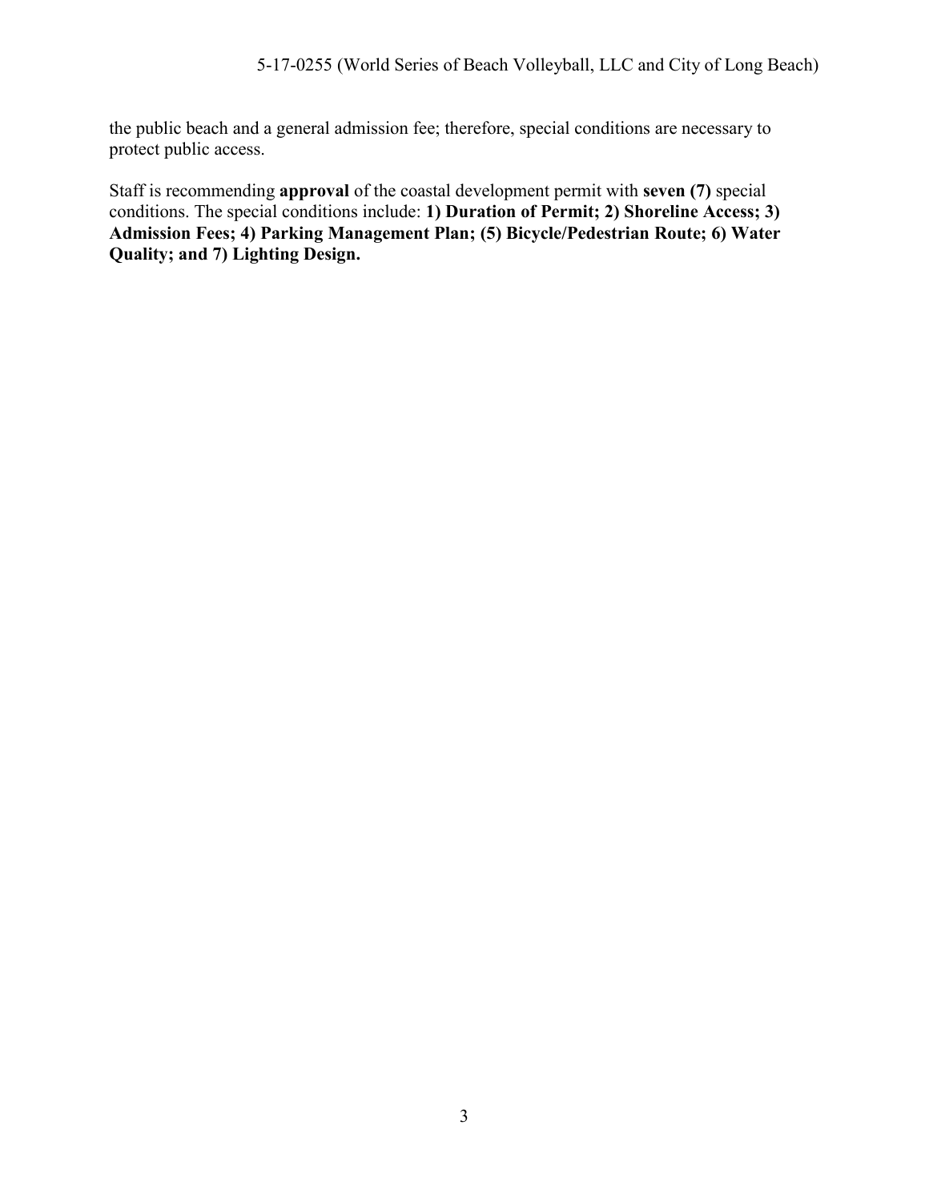the public beach and a general admission fee; therefore, special conditions are necessary to protect public access.

Staff is recommending **approval** of the coastal development permit with **seven (7)** special conditions. The special conditions include: **1) Duration of Permit; 2) Shoreline Access; 3) Admission Fees; 4) Parking Management Plan; (5) Bicycle/Pedestrian Route; 6) Water Quality; and 7) Lighting Design.**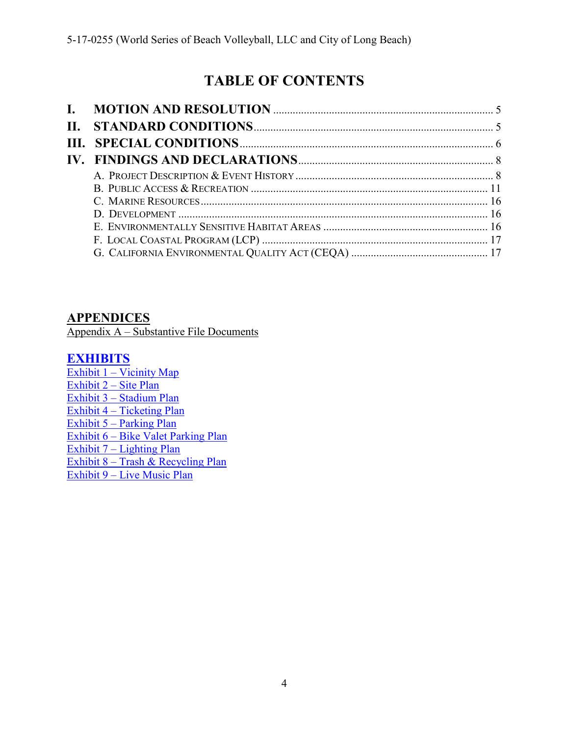# TABLE OF CONTENTS

**I. MOTION AND RESOLUTION** ........................................................................................ 5

**II. STANDARD CONDITIONS** ........................................................................................ 5

**III. SPECIAL CONDITIONS** ........................................................................................ 6

**IV. FINDINGS AND DECLARATIONS** ........................................................................................ 8

- A. PROJECT DESCRIPTION & EVENT HISTORY ........................................................................................ 8
- B. PUBLIC ACCESS & RECREATION ........................................................................................ 11
- C. MARINE RESOURCES ........................................................................................ 16
- D. DEVELOPMENT ........................................................................................ 16
- E. ENVIRONMENTALLY SENSITIVE HABITAT AREAS ........................................................................................ 16
- F. LOCAL COASTAL PROGRAM (LCP) ........................................................................................ 17
- G. CALIFORNIA ENVIRONMENTAL QUALITY ACT (CEQA) ........................................................................................ 17

## APPENDICES

Appendix A – Substantive File Documents

## EXHIBITS

Exhibit 1 – Vicinity Map
Exhibit 2 – Site Plan
Exhibit 3 – Stadium Plan
Exhibit 4 – Ticketing Plan
Exhibit 5 – Parking Plan
Exhibit 6 – Bike Valet Parking Plan
Exhibit 7 – Lighting Plan
Exhibit 8 – Trash & Recycling Plan
Exhibit 9 – Live Music Plan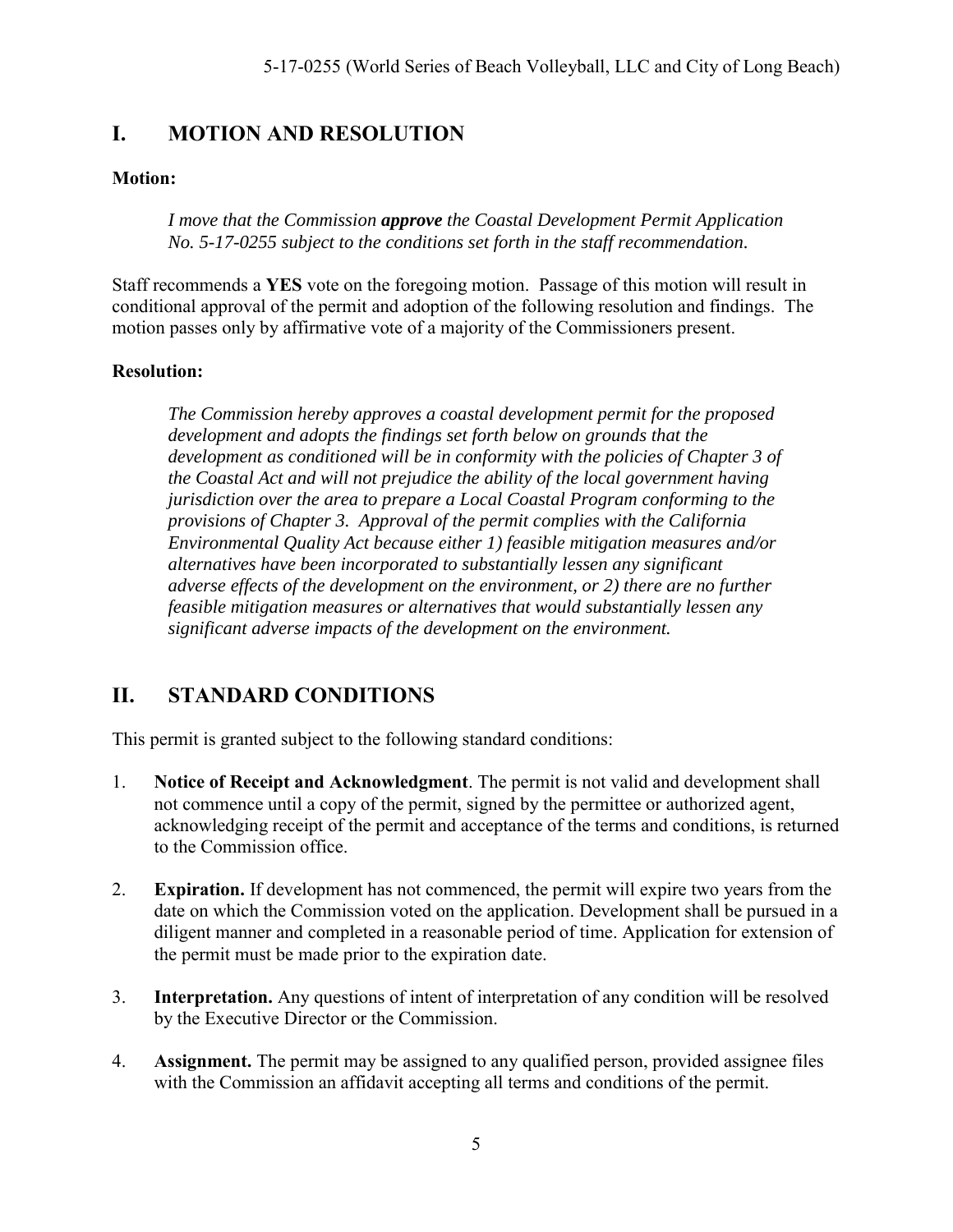## I. MOTION AND RESOLUTION

**Motion:**

> *I move that the Commission **approve** the Coastal Development Permit Application No. 5-17-0255 subject to the conditions set forth in the staff recommendation.*

Staff recommends a **YES** vote on the foregoing motion. Passage of this motion will result in conditional approval of the permit and adoption of the following resolution and findings. The motion passes only by affirmative vote of a majority of the Commissioners present.

**Resolution:**

> *The Commission hereby approves a coastal development permit for the proposed development and adopts the findings set forth below on grounds that the development as conditioned will be in conformity with the policies of Chapter 3 of the Coastal Act and will not prejudice the ability of the local government having jurisdiction over the area to prepare a Local Coastal Program conforming to the provisions of Chapter 3. Approval of the permit complies with the California Environmental Quality Act because either 1) feasible mitigation measures and/or alternatives have been incorporated to substantially lessen any significant adverse effects of the development on the environment, or 2) there are no further feasible mitigation measures or alternatives that would substantially lessen any significant adverse impacts of the development on the environment.*

## II. STANDARD CONDITIONS

This permit is granted subject to the following standard conditions:

1. **Notice of Receipt and Acknowledgment**. The permit is not valid and development shall not commence until a copy of the permit, signed by the permittee or authorized agent, acknowledging receipt of the permit and acceptance of the terms and conditions, is returned to the Commission office.

2. **Expiration.** If development has not commenced, the permit will expire two years from the date on which the Commission voted on the application. Development shall be pursued in a diligent manner and completed in a reasonable period of time. Application for extension of the permit must be made prior to the expiration date.

3. **Interpretation.** Any questions of intent of interpretation of any condition will be resolved by the Executive Director or the Commission.

4. **Assignment.** The permit may be assigned to any qualified person, provided assignee files with the Commission an affidavit accepting all terms and conditions of the permit.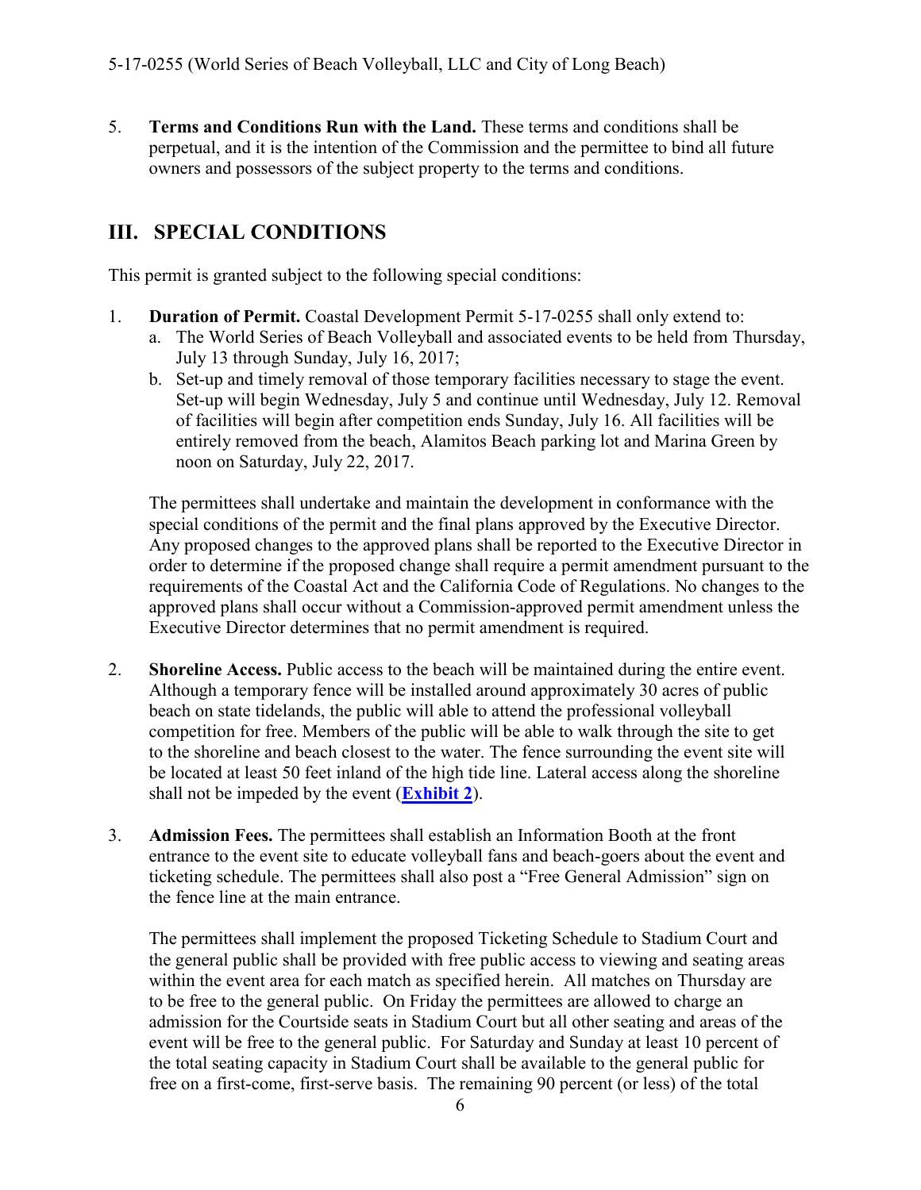5. **Terms and Conditions Run with the Land.** These terms and conditions shall be perpetual, and it is the intention of the Commission and the permittee to bind all future owners and possessors of the subject property to the terms and conditions.

## III. SPECIAL CONDITIONS

This permit is granted subject to the following special conditions:

1. **Duration of Permit.** Coastal Development Permit 5-17-0255 shall only extend to:
   a. The World Series of Beach Volleyball and associated events to be held from Thursday, July 13 through Sunday, July 16, 2017;
   b. Set-up and timely removal of those temporary facilities necessary to stage the event. Set-up will begin Wednesday, July 5 and continue until Wednesday, July 12. Removal of facilities will begin after competition ends Sunday, July 16. All facilities will be entirely removed from the beach, Alamitos Beach parking lot and Marina Green by noon on Saturday, July 22, 2017.

   The permittees shall undertake and maintain the development in conformance with the special conditions of the permit and the final plans approved by the Executive Director. Any proposed changes to the approved plans shall be reported to the Executive Director in order to determine if the proposed change shall require a permit amendment pursuant to the requirements of the Coastal Act and the California Code of Regulations. No changes to the approved plans shall occur without a Commission-approved permit amendment unless the Executive Director determines that no permit amendment is required.

2. **Shoreline Access.** Public access to the beach will be maintained during the entire event. Although a temporary fence will be installed around approximately 30 acres of public beach on state tidelands, the public will able to attend the professional volleyball competition for free. Members of the public will be able to walk through the site to get to the shoreline and beach closest to the water. The fence surrounding the event site will be located at least 50 feet inland of the high tide line. Lateral access along the shoreline shall not be impeded by the event (**Exhibit 2**).

3. **Admission Fees.** The permittees shall establish an Information Booth at the front entrance to the event site to educate volleyball fans and beach-goers about the event and ticketing schedule. The permittees shall also post a "Free General Admission" sign on the fence line at the main entrance.

   The permittees shall implement the proposed Ticketing Schedule to Stadium Court and the general public shall be provided with free public access to viewing and seating areas within the event area for each match as specified herein. All matches on Thursday are to be free to the general public. On Friday the permittees are allowed to charge an admission for the Courtside seats in Stadium Court but all other seating and areas of the event will be free to the general public. For Saturday and Sunday at least 10 percent of the total seating capacity in Stadium Court shall be available to the general public for free on a first-come, first-serve basis. The remaining 90 percent (or less) of the total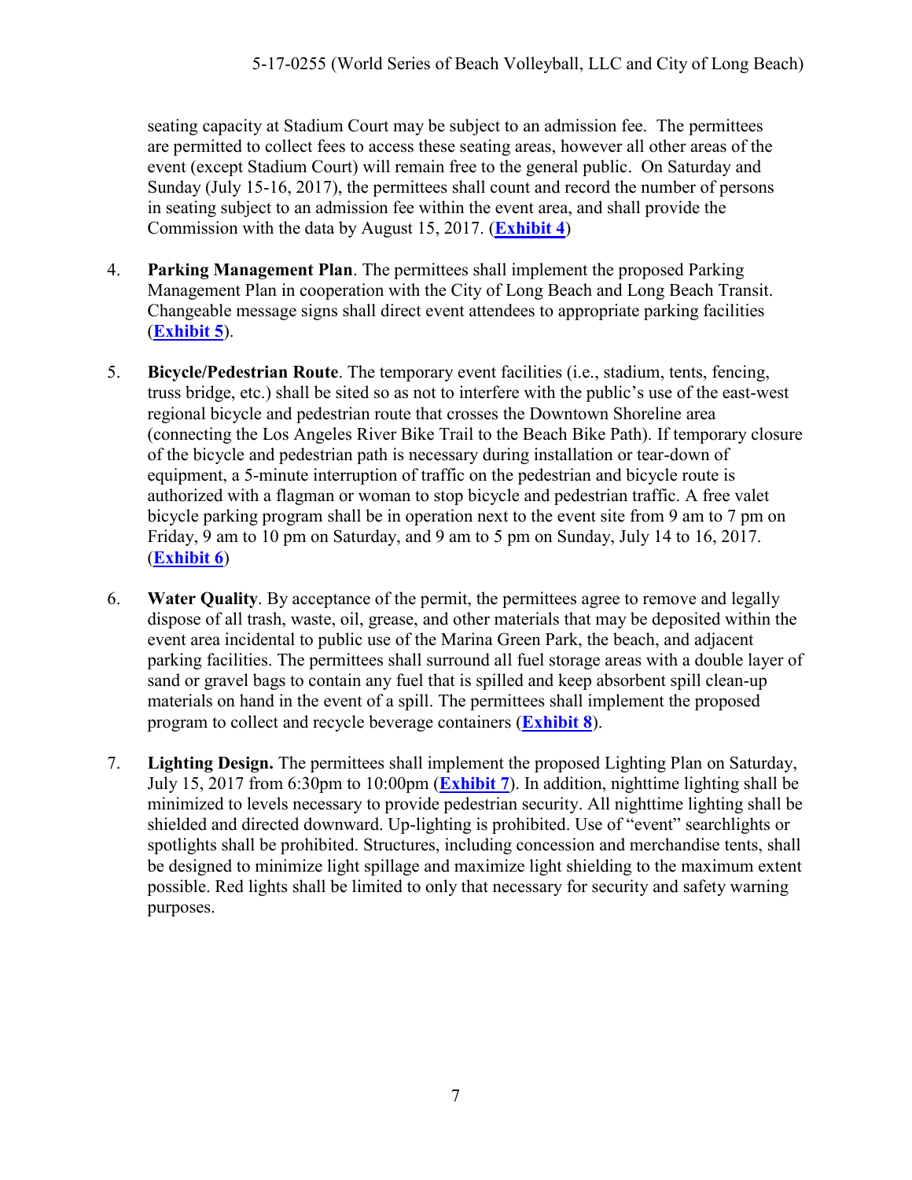seating capacity at Stadium Court may be subject to an admission fee. The permittees are permitted to collect fees to access these seating areas, however all other areas of the event (except Stadium Court) will remain free to the general public. On Saturday and Sunday (July 15-16, 2017), the permittees shall count and record the number of persons in seating subject to an admission fee within the event area, and shall provide the Commission with the data by August 15, 2017. (**Exhibit 4**)

4. **Parking Management Plan**. The permittees shall implement the proposed Parking Management Plan in cooperation with the City of Long Beach and Long Beach Transit. Changeable message signs shall direct event attendees to appropriate parking facilities (**Exhibit 5**).

5. **Bicycle/Pedestrian Route**. The temporary event facilities (i.e., stadium, tents, fencing, truss bridge, etc.) shall be sited so as not to interfere with the public's use of the east-west regional bicycle and pedestrian route that crosses the Downtown Shoreline area (connecting the Los Angeles River Bike Trail to the Beach Bike Path). If temporary closure of the bicycle and pedestrian path is necessary during installation or tear-down of equipment, a 5-minute interruption of traffic on the pedestrian and bicycle route is authorized with a flagman or woman to stop bicycle and pedestrian traffic. A free valet bicycle parking program shall be in operation next to the event site from 9 am to 7 pm on Friday, 9 am to 10 pm on Saturday, and 9 am to 5 pm on Sunday, July 14 to 16, 2017. (**Exhibit 6**)

6. **Water Quality**. By acceptance of the permit, the permittees agree to remove and legally dispose of all trash, waste, oil, grease, and other materials that may be deposited within the event area incidental to public use of the Marina Green Park, the beach, and adjacent parking facilities. The permittees shall surround all fuel storage areas with a double layer of sand or gravel bags to contain any fuel that is spilled and keep absorbent spill clean-up materials on hand in the event of a spill. The permittees shall implement the proposed program to collect and recycle beverage containers (**Exhibit 8**).

7. **Lighting Design.** The permittees shall implement the proposed Lighting Plan on Saturday, July 15, 2017 from 6:30pm to 10:00pm (**Exhibit 7**). In addition, nighttime lighting shall be minimized to levels necessary to provide pedestrian security. All nighttime lighting shall be shielded and directed downward. Up-lighting is prohibited. Use of "event" searchlights or spotlights shall be prohibited. Structures, including concession and merchandise tents, shall be designed to minimize light spillage and maximize light shielding to the maximum extent possible. Red lights shall be limited to only that necessary for security and safety warning purposes.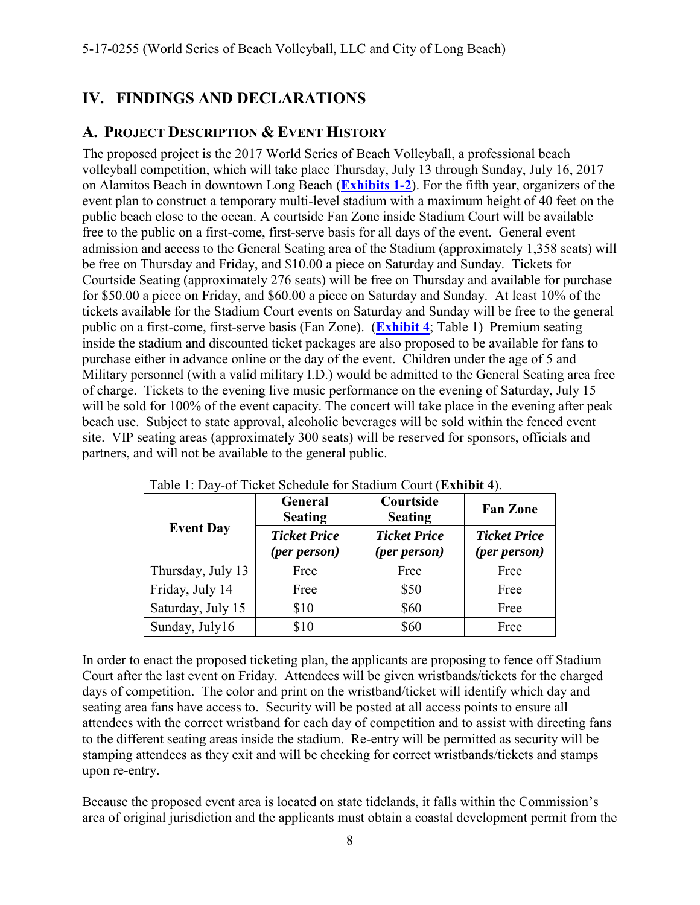# IV. FINDINGS AND DECLARATIONS

## A. PROJECT DESCRIPTION & EVENT HISTORY

The proposed project is the 2017 World Series of Beach Volleyball, a professional beach volleyball competition, which will take place Thursday, July 13 through Sunday, July 16, 2017 on Alamitos Beach in downtown Long Beach (**Exhibits 1-2**). For the fifth year, organizers of the event plan to construct a temporary multi-level stadium with a maximum height of 40 feet on the public beach close to the ocean. A courtside Fan Zone inside Stadium Court will be available free to the public on a first-come, first-serve basis for all days of the event. General event admission and access to the General Seating area of the Stadium (approximately 1,358 seats) will be free on Thursday and Friday, and $10.00 a piece on Saturday and Sunday. Tickets for Courtside Seating (approximately 276 seats) will be free on Thursday and available for purchase for $50.00 a piece on Friday, and $60.00 a piece on Saturday and Sunday. At least 10% of the tickets available for the Stadium Court events on Saturday and Sunday will be free to the general public on a first-come, first-serve basis (Fan Zone). (**Exhibit 4**; Table 1) Premium seating inside the stadium and discounted ticket packages are also proposed to be available for fans to purchase either in advance online or the day of the event. Children under the age of 5 and Military personnel (with a valid military I.D.) would be admitted to the General Seating area free of charge. Tickets to the evening live music performance on the evening of Saturday, July 15 will be sold for 100% of the event capacity. The concert will take place in the evening after peak beach use. Subject to state approval, alcoholic beverages will be sold within the fenced event site. VIP seating areas (approximately 300 seats) will be reserved for sponsors, officials and partners, and will not be available to the general public.

Table 1: Day-of Ticket Schedule for Stadium Court (**Exhibit 4**).

| Event Day | General Seating | Courtside Seating | Fan Zone |
|---|---|---|---|
| | ***Ticket Price (per person)*** | ***Ticket Price (per person)*** | ***Ticket Price (per person)*** |
| Thursday, July 13 | Free | Free | Free |
| Friday, July 14 | Free | $50 | Free |
| Saturday, July 15 | $10 | $60 | Free |
| Sunday, July16 | $10 | $60 | Free |

In order to enact the proposed ticketing plan, the applicants are proposing to fence off Stadium Court after the last event on Friday. Attendees will be given wristbands/tickets for the charged days of competition. The color and print on the wristband/ticket will identify which day and seating area fans have access to. Security will be posted at all access points to ensure all attendees with the correct wristband for each day of competition and to assist with directing fans to the different seating areas inside the stadium. Re-entry will be permitted as security will be stamping attendees as they exit and will be checking for correct wristbands/tickets and stamps upon re-entry.

Because the proposed event area is located on state tidelands, it falls within the Commission's area of original jurisdiction and the applicants must obtain a coastal development permit from the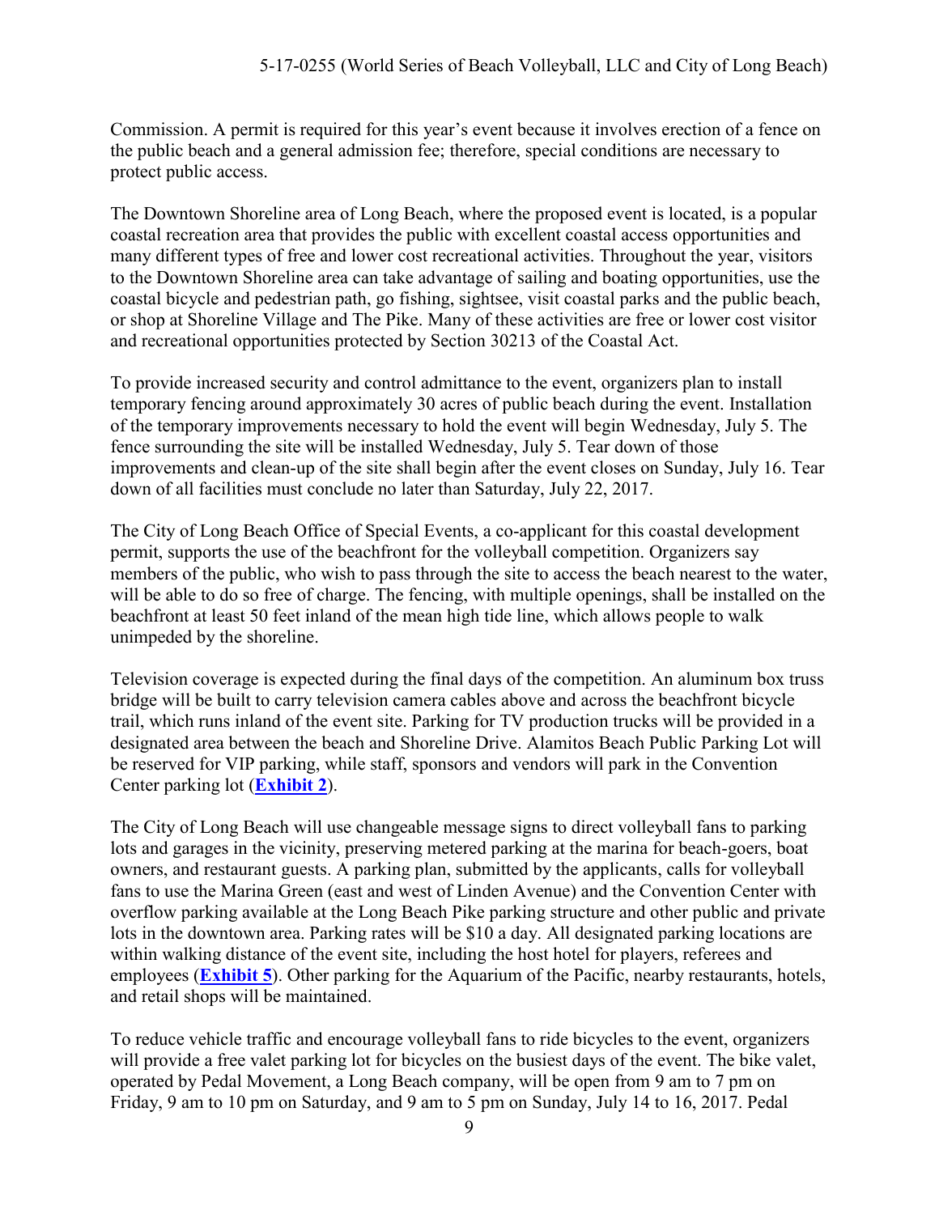Commission. A permit is required for this year's event because it involves erection of a fence on the public beach and a general admission fee; therefore, special conditions are necessary to protect public access.

The Downtown Shoreline area of Long Beach, where the proposed event is located, is a popular coastal recreation area that provides the public with excellent coastal access opportunities and many different types of free and lower cost recreational activities. Throughout the year, visitors to the Downtown Shoreline area can take advantage of sailing and boating opportunities, use the coastal bicycle and pedestrian path, go fishing, sightsee, visit coastal parks and the public beach, or shop at Shoreline Village and The Pike. Many of these activities are free or lower cost visitor and recreational opportunities protected by Section 30213 of the Coastal Act.

To provide increased security and control admittance to the event, organizers plan to install temporary fencing around approximately 30 acres of public beach during the event. Installation of the temporary improvements necessary to hold the event will begin Wednesday, July 5. The fence surrounding the site will be installed Wednesday, July 5. Tear down of those improvements and clean-up of the site shall begin after the event closes on Sunday, July 16. Tear down of all facilities must conclude no later than Saturday, July 22, 2017.

The City of Long Beach Office of Special Events, a co-applicant for this coastal development permit, supports the use of the beachfront for the volleyball competition. Organizers say members of the public, who wish to pass through the site to access the beach nearest to the water, will be able to do so free of charge. The fencing, with multiple openings, shall be installed on the beachfront at least 50 feet inland of the mean high tide line, which allows people to walk unimpeded by the shoreline.

Television coverage is expected during the final days of the competition. An aluminum box truss bridge will be built to carry television camera cables above and across the beachfront bicycle trail, which runs inland of the event site. Parking for TV production trucks will be provided in a designated area between the beach and Shoreline Drive. Alamitos Beach Public Parking Lot will be reserved for VIP parking, while staff, sponsors and vendors will park in the Convention Center parking lot (**Exhibit 2**).

The City of Long Beach will use changeable message signs to direct volleyball fans to parking lots and garages in the vicinity, preserving metered parking at the marina for beach-goers, boat owners, and restaurant guests. A parking plan, submitted by the applicants, calls for volleyball fans to use the Marina Green (east and west of Linden Avenue) and the Convention Center with overflow parking available at the Long Beach Pike parking structure and other public and private lots in the downtown area. Parking rates will be $10 a day. All designated parking locations are within walking distance of the event site, including the host hotel for players, referees and employees (**Exhibit 5**). Other parking for the Aquarium of the Pacific, nearby restaurants, hotels, and retail shops will be maintained.

To reduce vehicle traffic and encourage volleyball fans to ride bicycles to the event, organizers will provide a free valet parking lot for bicycles on the busiest days of the event. The bike valet, operated by Pedal Movement, a Long Beach company, will be open from 9 am to 7 pm on Friday, 9 am to 10 pm on Saturday, and 9 am to 5 pm on Sunday, July 14 to 16, 2017. Pedal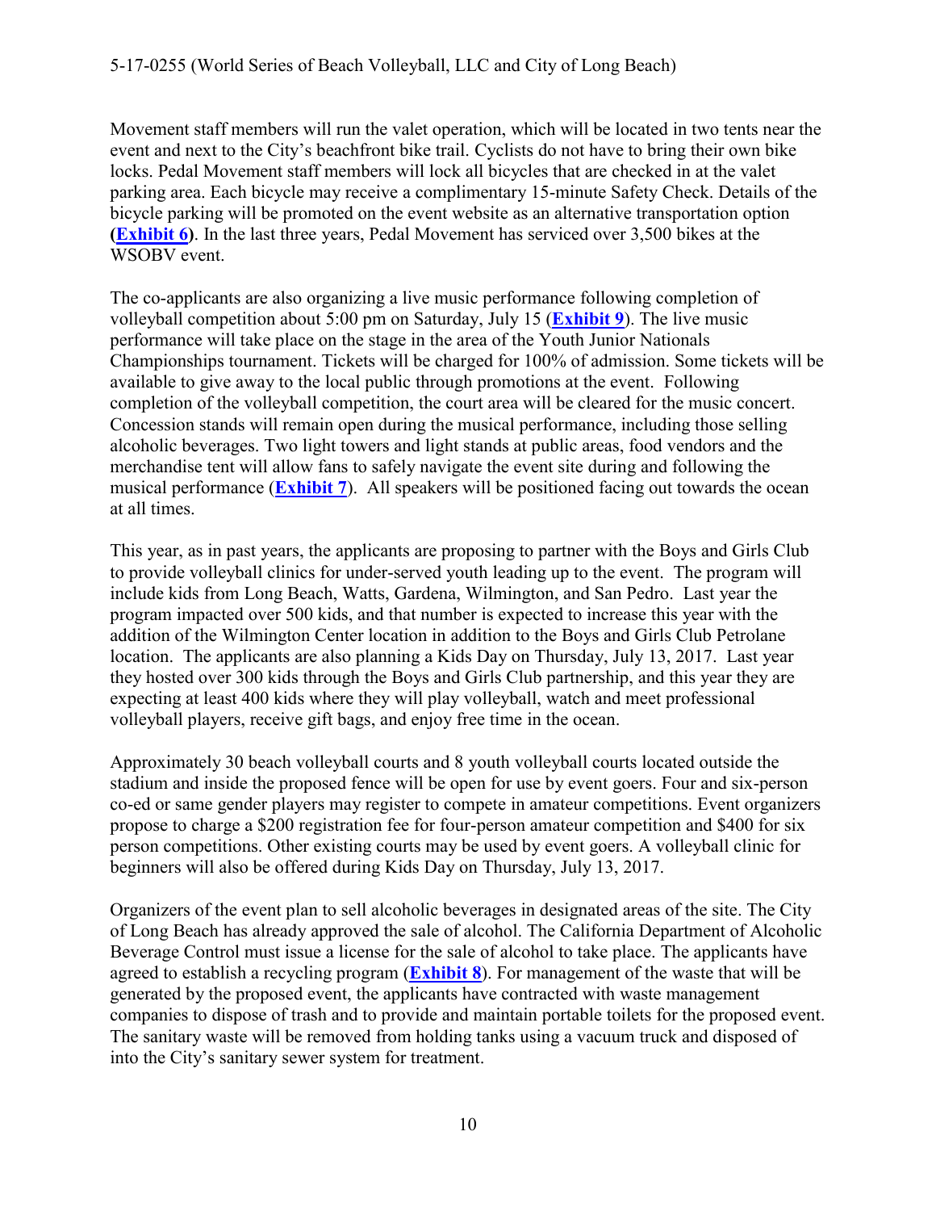Movement staff members will run the valet operation, which will be located in two tents near the event and next to the City's beachfront bike trail. Cyclists do not have to bring their own bike locks. Pedal Movement staff members will lock all bicycles that are checked in at the valet parking area. Each bicycle may receive a complimentary 15-minute Safety Check. Details of the bicycle parking will be promoted on the event website as an alternative transportation option **(Exhibit 6)**. In the last three years, Pedal Movement has serviced over 3,500 bikes at the WSOBV event.

The co-applicants are also organizing a live music performance following completion of volleyball competition about 5:00 pm on Saturday, July 15 (**Exhibit 9**). The live music performance will take place on the stage in the area of the Youth Junior Nationals Championships tournament. Tickets will be charged for 100% of admission. Some tickets will be available to give away to the local public through promotions at the event. Following completion of the volleyball competition, the court area will be cleared for the music concert. Concession stands will remain open during the musical performance, including those selling alcoholic beverages. Two light towers and light stands at public areas, food vendors and the merchandise tent will allow fans to safely navigate the event site during and following the musical performance (**Exhibit 7**). All speakers will be positioned facing out towards the ocean at all times.

This year, as in past years, the applicants are proposing to partner with the Boys and Girls Club to provide volleyball clinics for under-served youth leading up to the event. The program will include kids from Long Beach, Watts, Gardena, Wilmington, and San Pedro. Last year the program impacted over 500 kids, and that number is expected to increase this year with the addition of the Wilmington Center location in addition to the Boys and Girls Club Petrolane location. The applicants are also planning a Kids Day on Thursday, July 13, 2017. Last year they hosted over 300 kids through the Boys and Girls Club partnership, and this year they are expecting at least 400 kids where they will play volleyball, watch and meet professional volleyball players, receive gift bags, and enjoy free time in the ocean.

Approximately 30 beach volleyball courts and 8 youth volleyball courts located outside the stadium and inside the proposed fence will be open for use by event goers. Four and six-person co-ed or same gender players may register to compete in amateur competitions. Event organizers propose to charge a $200 registration fee for four-person amateur competition and $400 for six person competitions. Other existing courts may be used by event goers. A volleyball clinic for beginners will also be offered during Kids Day on Thursday, July 13, 2017.

Organizers of the event plan to sell alcoholic beverages in designated areas of the site. The City of Long Beach has already approved the sale of alcohol. The California Department of Alcoholic Beverage Control must issue a license for the sale of alcohol to take place. The applicants have agreed to establish a recycling program (**Exhibit 8**). For management of the waste that will be generated by the proposed event, the applicants have contracted with waste management companies to dispose of trash and to provide and maintain portable toilets for the proposed event. The sanitary waste will be removed from holding tanks using a vacuum truck and disposed of into the City's sanitary sewer system for treatment.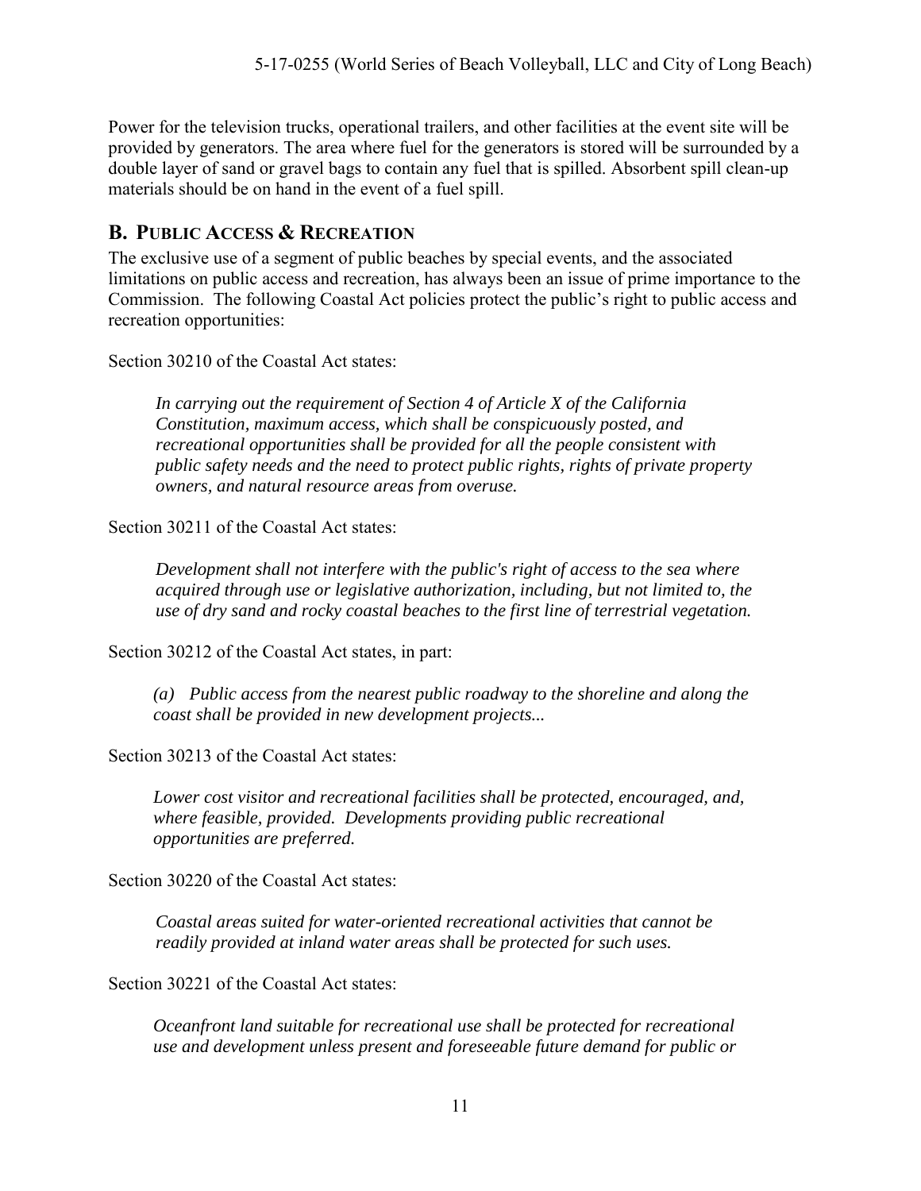Power for the television trucks, operational trailers, and other facilities at the event site will be provided by generators. The area where fuel for the generators is stored will be surrounded by a double layer of sand or gravel bags to contain any fuel that is spilled. Absorbent spill clean-up materials should be on hand in the event of a fuel spill.

## B. PUBLIC ACCESS & RECREATION

The exclusive use of a segment of public beaches by special events, and the associated limitations on public access and recreation, has always been an issue of prime importance to the Commission. The following Coastal Act policies protect the public's right to public access and recreation opportunities:

Section 30210 of the Coastal Act states:

> *In carrying out the requirement of Section 4 of Article X of the California Constitution, maximum access, which shall be conspicuously posted, and recreational opportunities shall be provided for all the people consistent with public safety needs and the need to protect public rights, rights of private property owners, and natural resource areas from overuse.*

Section 30211 of the Coastal Act states:

> *Development shall not interfere with the public's right of access to the sea where acquired through use or legislative authorization, including, but not limited to, the use of dry sand and rocky coastal beaches to the first line of terrestrial vegetation.*

Section 30212 of the Coastal Act states, in part:

> *(a) Public access from the nearest public roadway to the shoreline and along the coast shall be provided in new development projects...*

Section 30213 of the Coastal Act states:

> *Lower cost visitor and recreational facilities shall be protected, encouraged, and, where feasible, provided. Developments providing public recreational opportunities are preferred.*

Section 30220 of the Coastal Act states:

> *Coastal areas suited for water-oriented recreational activities that cannot be readily provided at inland water areas shall be protected for such uses.*

Section 30221 of the Coastal Act states:

> *Oceanfront land suitable for recreational use shall be protected for recreational use and development unless present and foreseeable future demand for public or*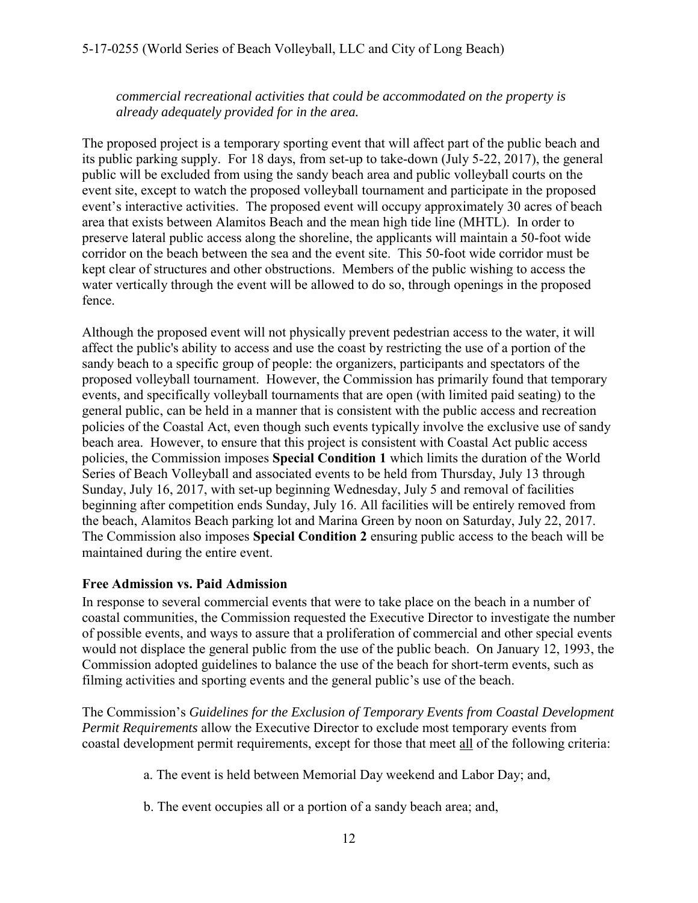*commercial recreational activities that could be accommodated on the property is already adequately provided for in the area.*

The proposed project is a temporary sporting event that will affect part of the public beach and its public parking supply. For 18 days, from set-up to take-down (July 5-22, 2017), the general public will be excluded from using the sandy beach area and public volleyball courts on the event site, except to watch the proposed volleyball tournament and participate in the proposed event's interactive activities. The proposed event will occupy approximately 30 acres of beach area that exists between Alamitos Beach and the mean high tide line (MHTL). In order to preserve lateral public access along the shoreline, the applicants will maintain a 50-foot wide corridor on the beach between the sea and the event site. This 50-foot wide corridor must be kept clear of structures and other obstructions. Members of the public wishing to access the water vertically through the event will be allowed to do so, through openings in the proposed fence.

Although the proposed event will not physically prevent pedestrian access to the water, it will affect the public's ability to access and use the coast by restricting the use of a portion of the sandy beach to a specific group of people: the organizers, participants and spectators of the proposed volleyball tournament. However, the Commission has primarily found that temporary events, and specifically volleyball tournaments that are open (with limited paid seating) to the general public, can be held in a manner that is consistent with the public access and recreation policies of the Coastal Act, even though such events typically involve the exclusive use of sandy beach area. However, to ensure that this project is consistent with Coastal Act public access policies, the Commission imposes **Special Condition 1** which limits the duration of the World Series of Beach Volleyball and associated events to be held from Thursday, July 13 through Sunday, July 16, 2017, with set-up beginning Wednesday, July 5 and removal of facilities beginning after competition ends Sunday, July 16. All facilities will be entirely removed from the beach, Alamitos Beach parking lot and Marina Green by noon on Saturday, July 22, 2017. The Commission also imposes **Special Condition 2** ensuring public access to the beach will be maintained during the entire event.

**Free Admission vs. Paid Admission**

In response to several commercial events that were to take place on the beach in a number of coastal communities, the Commission requested the Executive Director to investigate the number of possible events, and ways to assure that a proliferation of commercial and other special events would not displace the general public from the use of the public beach. On January 12, 1993, the Commission adopted guidelines to balance the use of the beach for short-term events, such as filming activities and sporting events and the general public's use of the beach.

The Commission's *Guidelines for the Exclusion of Temporary Events from Coastal Development Permit Requirements* allow the Executive Director to exclude most temporary events from coastal development permit requirements, except for those that meet all of the following criteria:

a. The event is held between Memorial Day weekend and Labor Day; and,

b. The event occupies all or a portion of a sandy beach area; and,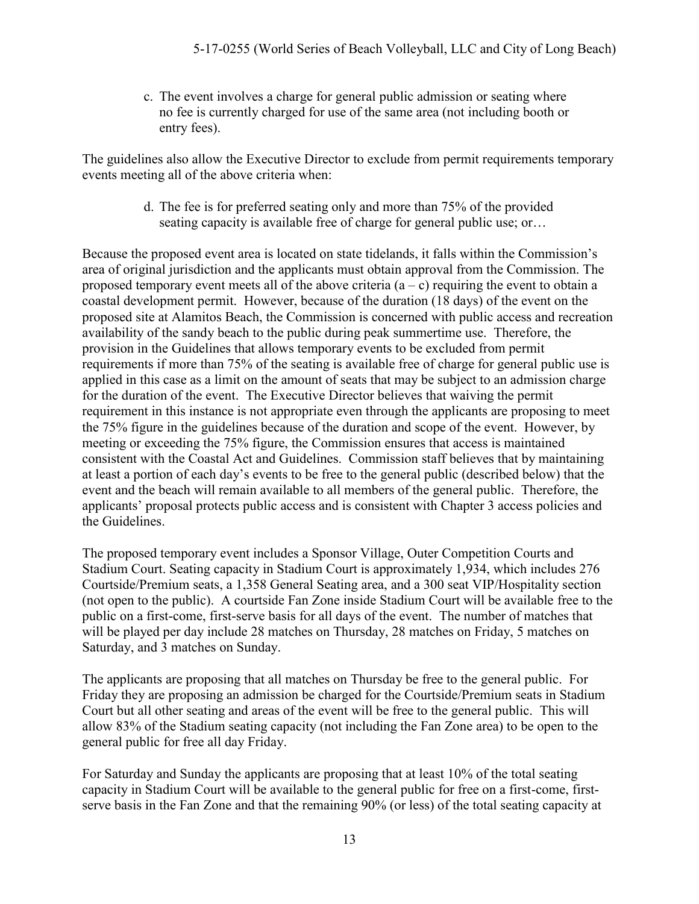c. The event involves a charge for general public admission or seating where no fee is currently charged for use of the same area (not including booth or entry fees).

The guidelines also allow the Executive Director to exclude from permit requirements temporary events meeting all of the above criteria when:

d. The fee is for preferred seating only and more than 75% of the provided seating capacity is available free of charge for general public use; or…

Because the proposed event area is located on state tidelands, it falls within the Commission's area of original jurisdiction and the applicants must obtain approval from the Commission. The proposed temporary event meets all of the above criteria (a – c) requiring the event to obtain a coastal development permit. However, because of the duration (18 days) of the event on the proposed site at Alamitos Beach, the Commission is concerned with public access and recreation availability of the sandy beach to the public during peak summertime use. Therefore, the provision in the Guidelines that allows temporary events to be excluded from permit requirements if more than 75% of the seating is available free of charge for general public use is applied in this case as a limit on the amount of seats that may be subject to an admission charge for the duration of the event. The Executive Director believes that waiving the permit requirement in this instance is not appropriate even through the applicants are proposing to meet the 75% figure in the guidelines because of the duration and scope of the event. However, by meeting or exceeding the 75% figure, the Commission ensures that access is maintained consistent with the Coastal Act and Guidelines. Commission staff believes that by maintaining at least a portion of each day's events to be free to the general public (described below) that the event and the beach will remain available to all members of the general public. Therefore, the applicants' proposal protects public access and is consistent with Chapter 3 access policies and the Guidelines.

The proposed temporary event includes a Sponsor Village, Outer Competition Courts and Stadium Court. Seating capacity in Stadium Court is approximately 1,934, which includes 276 Courtside/Premium seats, a 1,358 General Seating area, and a 300 seat VIP/Hospitality section (not open to the public). A courtside Fan Zone inside Stadium Court will be available free to the public on a first-come, first-serve basis for all days of the event. The number of matches that will be played per day include 28 matches on Thursday, 28 matches on Friday, 5 matches on Saturday, and 3 matches on Sunday.

The applicants are proposing that all matches on Thursday be free to the general public. For Friday they are proposing an admission be charged for the Courtside/Premium seats in Stadium Court but all other seating and areas of the event will be free to the general public. This will allow 83% of the Stadium seating capacity (not including the Fan Zone area) to be open to the general public for free all day Friday.

For Saturday and Sunday the applicants are proposing that at least 10% of the total seating capacity in Stadium Court will be available to the general public for free on a first-come, first-serve basis in the Fan Zone and that the remaining 90% (or less) of the total seating capacity at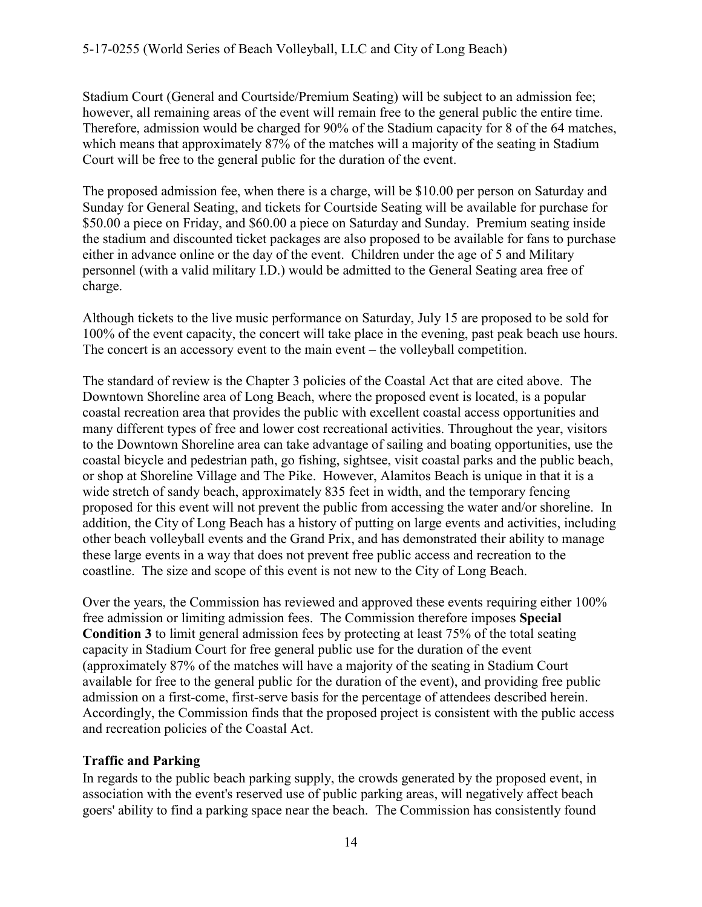Stadium Court (General and Courtside/Premium Seating) will be subject to an admission fee; however, all remaining areas of the event will remain free to the general public the entire time. Therefore, admission would be charged for 90% of the Stadium capacity for 8 of the 64 matches, which means that approximately 87% of the matches will a majority of the seating in Stadium Court will be free to the general public for the duration of the event.

The proposed admission fee, when there is a charge, will be $10.00 per person on Saturday and Sunday for General Seating, and tickets for Courtside Seating will be available for purchase for $50.00 a piece on Friday, and $60.00 a piece on Saturday and Sunday. Premium seating inside the stadium and discounted ticket packages are also proposed to be available for fans to purchase either in advance online or the day of the event. Children under the age of 5 and Military personnel (with a valid military I.D.) would be admitted to the General Seating area free of charge.

Although tickets to the live music performance on Saturday, July 15 are proposed to be sold for 100% of the event capacity, the concert will take place in the evening, past peak beach use hours. The concert is an accessory event to the main event – the volleyball competition.

The standard of review is the Chapter 3 policies of the Coastal Act that are cited above. The Downtown Shoreline area of Long Beach, where the proposed event is located, is a popular coastal recreation area that provides the public with excellent coastal access opportunities and many different types of free and lower cost recreational activities. Throughout the year, visitors to the Downtown Shoreline area can take advantage of sailing and boating opportunities, use the coastal bicycle and pedestrian path, go fishing, sightsee, visit coastal parks and the public beach, or shop at Shoreline Village and The Pike. However, Alamitos Beach is unique in that it is a wide stretch of sandy beach, approximately 835 feet in width, and the temporary fencing proposed for this event will not prevent the public from accessing the water and/or shoreline. In addition, the City of Long Beach has a history of putting on large events and activities, including other beach volleyball events and the Grand Prix, and has demonstrated their ability to manage these large events in a way that does not prevent free public access and recreation to the coastline. The size and scope of this event is not new to the City of Long Beach.

Over the years, the Commission has reviewed and approved these events requiring either 100% free admission or limiting admission fees. The Commission therefore imposes **Special Condition 3** to limit general admission fees by protecting at least 75% of the total seating capacity in Stadium Court for free general public use for the duration of the event (approximately 87% of the matches will have a majority of the seating in Stadium Court available for free to the general public for the duration of the event), and providing free public admission on a first-come, first-serve basis for the percentage of attendees described herein. Accordingly, the Commission finds that the proposed project is consistent with the public access and recreation policies of the Coastal Act.

**Traffic and Parking**

In regards to the public beach parking supply, the crowds generated by the proposed event, in association with the event's reserved use of public parking areas, will negatively affect beach goers' ability to find a parking space near the beach. The Commission has consistently found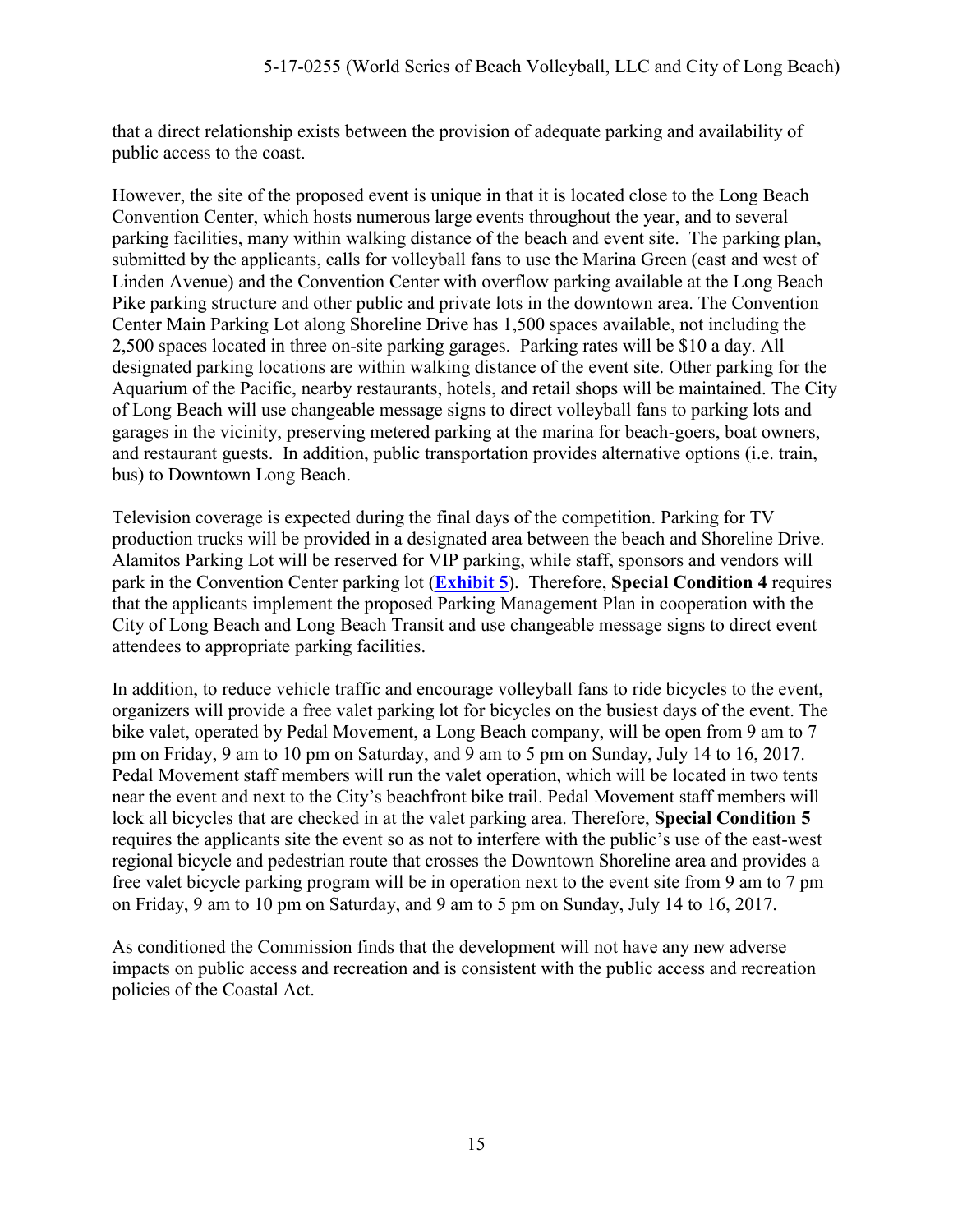that a direct relationship exists between the provision of adequate parking and availability of public access to the coast.

However, the site of the proposed event is unique in that it is located close to the Long Beach Convention Center, which hosts numerous large events throughout the year, and to several parking facilities, many within walking distance of the beach and event site. The parking plan, submitted by the applicants, calls for volleyball fans to use the Marina Green (east and west of Linden Avenue) and the Convention Center with overflow parking available at the Long Beach Pike parking structure and other public and private lots in the downtown area. The Convention Center Main Parking Lot along Shoreline Drive has 1,500 spaces available, not including the 2,500 spaces located in three on-site parking garages. Parking rates will be $10 a day. All designated parking locations are within walking distance of the event site. Other parking for the Aquarium of the Pacific, nearby restaurants, hotels, and retail shops will be maintained. The City of Long Beach will use changeable message signs to direct volleyball fans to parking lots and garages in the vicinity, preserving metered parking at the marina for beach-goers, boat owners, and restaurant guests. In addition, public transportation provides alternative options (i.e. train, bus) to Downtown Long Beach.

Television coverage is expected during the final days of the competition. Parking for TV production trucks will be provided in a designated area between the beach and Shoreline Drive. Alamitos Parking Lot will be reserved for VIP parking, while staff, sponsors and vendors will park in the Convention Center parking lot (**Exhibit 5**). Therefore, **Special Condition 4** requires that the applicants implement the proposed Parking Management Plan in cooperation with the City of Long Beach and Long Beach Transit and use changeable message signs to direct event attendees to appropriate parking facilities.

In addition, to reduce vehicle traffic and encourage volleyball fans to ride bicycles to the event, organizers will provide a free valet parking lot for bicycles on the busiest days of the event. The bike valet, operated by Pedal Movement, a Long Beach company, will be open from 9 am to 7 pm on Friday, 9 am to 10 pm on Saturday, and 9 am to 5 pm on Sunday, July 14 to 16, 2017. Pedal Movement staff members will run the valet operation, which will be located in two tents near the event and next to the City's beachfront bike trail. Pedal Movement staff members will lock all bicycles that are checked in at the valet parking area. Therefore, **Special Condition 5** requires the applicants site the event so as not to interfere with the public's use of the east-west regional bicycle and pedestrian route that crosses the Downtown Shoreline area and provides a free valet bicycle parking program will be in operation next to the event site from 9 am to 7 pm on Friday, 9 am to 10 pm on Saturday, and 9 am to 5 pm on Sunday, July 14 to 16, 2017.

As conditioned the Commission finds that the development will not have any new adverse impacts on public access and recreation and is consistent with the public access and recreation policies of the Coastal Act.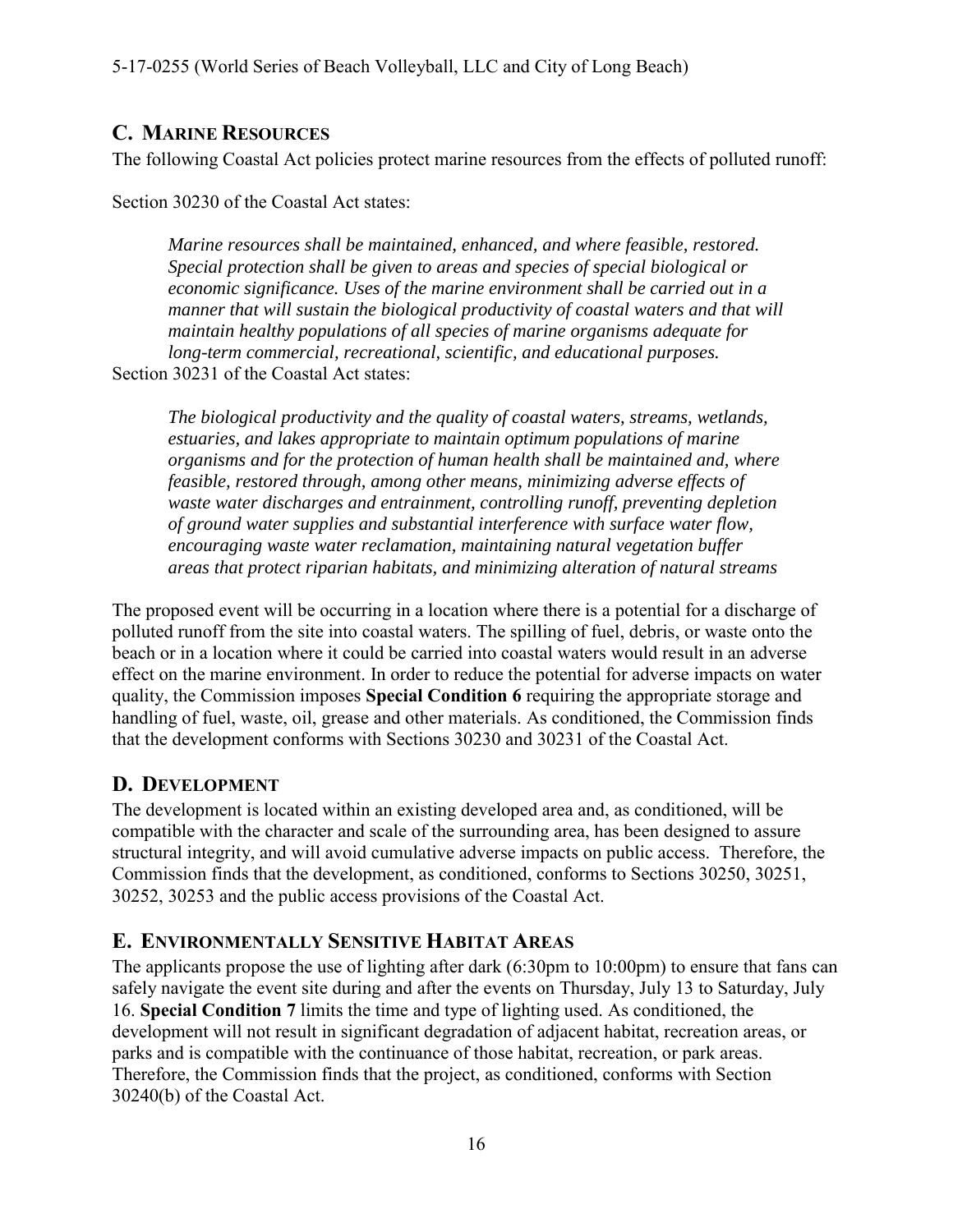## C. Marine Resources

The following Coastal Act policies protect marine resources from the effects of polluted runoff:

Section 30230 of the Coastal Act states:

> *Marine resources shall be maintained, enhanced, and where feasible, restored. Special protection shall be given to areas and species of special biological or economic significance. Uses of the marine environment shall be carried out in a manner that will sustain the biological productivity of coastal waters and that will maintain healthy populations of all species of marine organisms adequate for long-term commercial, recreational, scientific, and educational purposes.*

Section 30231 of the Coastal Act states:

> *The biological productivity and the quality of coastal waters, streams, wetlands, estuaries, and lakes appropriate to maintain optimum populations of marine organisms and for the protection of human health shall be maintained and, where feasible, restored through, among other means, minimizing adverse effects of waste water discharges and entrainment, controlling runoff, preventing depletion of ground water supplies and substantial interference with surface water flow, encouraging waste water reclamation, maintaining natural vegetation buffer areas that protect riparian habitats, and minimizing alteration of natural streams*

The proposed event will be occurring in a location where there is a potential for a discharge of polluted runoff from the site into coastal waters. The spilling of fuel, debris, or waste onto the beach or in a location where it could be carried into coastal waters would result in an adverse effect on the marine environment. In order to reduce the potential for adverse impacts on water quality, the Commission imposes **Special Condition 6** requiring the appropriate storage and handling of fuel, waste, oil, grease and other materials. As conditioned, the Commission finds that the development conforms with Sections 30230 and 30231 of the Coastal Act.

## D. Development

The development is located within an existing developed area and, as conditioned, will be compatible with the character and scale of the surrounding area, has been designed to assure structural integrity, and will avoid cumulative adverse impacts on public access. Therefore, the Commission finds that the development, as conditioned, conforms to Sections 30250, 30251, 30252, 30253 and the public access provisions of the Coastal Act.

## E. Environmentally Sensitive Habitat Areas

The applicants propose the use of lighting after dark (6:30pm to 10:00pm) to ensure that fans can safely navigate the event site during and after the events on Thursday, July 13 to Saturday, July 16. **Special Condition 7** limits the time and type of lighting used. As conditioned, the development will not result in significant degradation of adjacent habitat, recreation areas, or parks and is compatible with the continuance of those habitat, recreation, or park areas. Therefore, the Commission finds that the project, as conditioned, conforms with Section 30240(b) of the Coastal Act.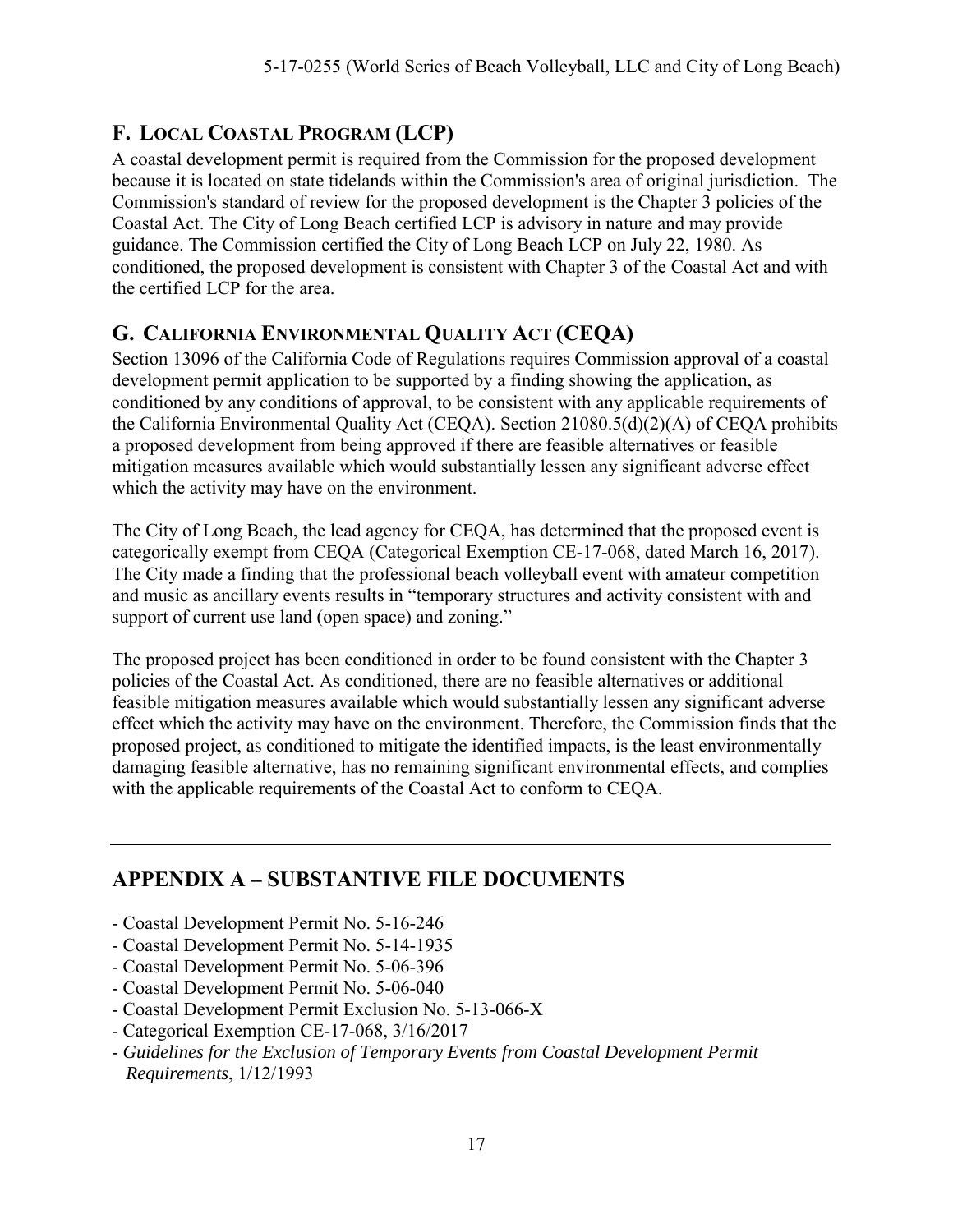## F. Local Coastal Program (LCP)

A coastal development permit is required from the Commission for the proposed development because it is located on state tidelands within the Commission's area of original jurisdiction. The Commission's standard of review for the proposed development is the Chapter 3 policies of the Coastal Act. The City of Long Beach certified LCP is advisory in nature and may provide guidance. The Commission certified the City of Long Beach LCP on July 22, 1980. As conditioned, the proposed development is consistent with Chapter 3 of the Coastal Act and with the certified LCP for the area.

## G. California Environmental Quality Act (CEQA)

Section 13096 of the California Code of Regulations requires Commission approval of a coastal development permit application to be supported by a finding showing the application, as conditioned by any conditions of approval, to be consistent with any applicable requirements of the California Environmental Quality Act (CEQA). Section 21080.5(d)(2)(A) of CEQA prohibits a proposed development from being approved if there are feasible alternatives or feasible mitigation measures available which would substantially lessen any significant adverse effect which the activity may have on the environment.

The City of Long Beach, the lead agency for CEQA, has determined that the proposed event is categorically exempt from CEQA (Categorical Exemption CE-17-068, dated March 16, 2017). The City made a finding that the professional beach volleyball event with amateur competition and music as ancillary events results in "temporary structures and activity consistent with and support of current use land (open space) and zoning."

The proposed project has been conditioned in order to be found consistent with the Chapter 3 policies of the Coastal Act. As conditioned, there are no feasible alternatives or additional feasible mitigation measures available which would substantially lessen any significant adverse effect which the activity may have on the environment. Therefore, the Commission finds that the proposed project, as conditioned to mitigate the identified impacts, is the least environmentally damaging feasible alternative, has no remaining significant environmental effects, and complies with the applicable requirements of the Coastal Act to conform to CEQA.

---

# APPENDIX A – SUBSTANTIVE FILE DOCUMENTS

- Coastal Development Permit No. 5-16-246
- Coastal Development Permit No. 5-14-1935
- Coastal Development Permit No. 5-06-396
- Coastal Development Permit No. 5-06-040
- Coastal Development Permit Exclusion No. 5-13-066-X
- Categorical Exemption CE-17-068, 3/16/2017
- *Guidelines for the Exclusion of Temporary Events from Coastal Development Permit Requirements*, 1/12/1993